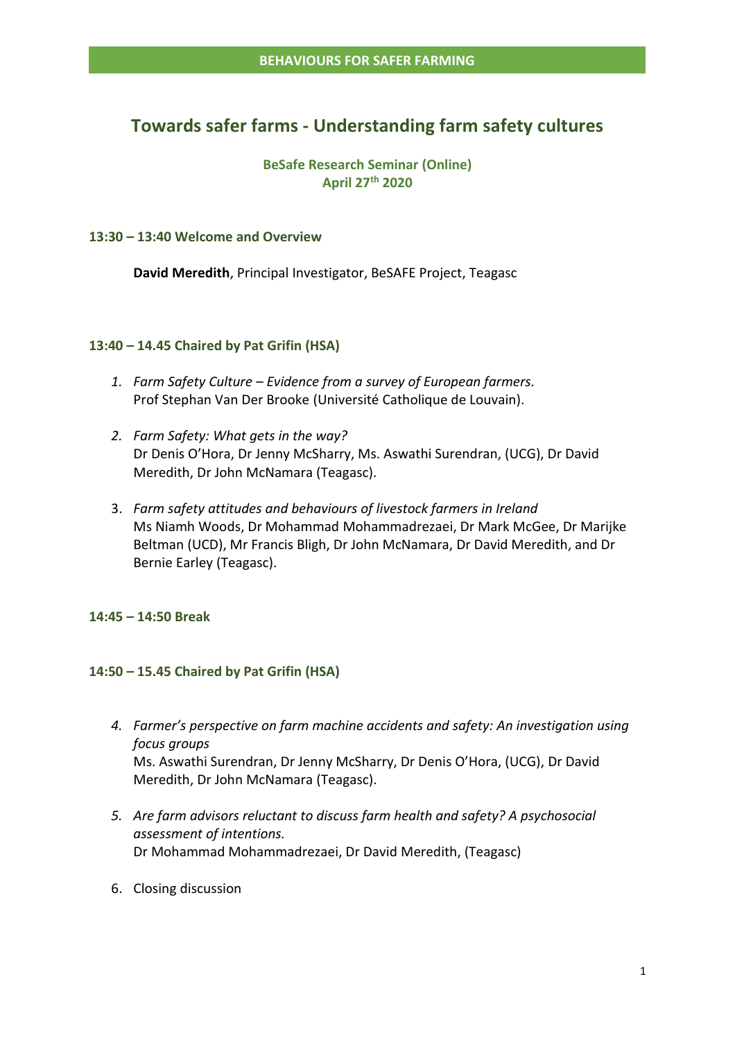**BEHAVIOURS FOR SAFER FARMING**

# Towards safer farms - Understanding farm safety cultures

**BeSafe Research Seminar (Online)**
**April 27th 2020**

### 13:30 – 13:40 Welcome and Overview

**David Meredith**, Principal Investigator, BeSAFE Project, Teagasc

### 13:40 – 14.45 Chaired by Pat Grifin (HSA)

1. *Farm Safety Culture – Evidence from a survey of European farmers.*
   Prof Stephan Van Der Brooke (Université Catholique de Louvain).

2. *Farm Safety: What gets in the way?*
   Dr Denis O'Hora, Dr Jenny McSharry, Ms. Aswathi Surendran, (UCG), Dr David Meredith, Dr John McNamara (Teagasc).

3. *Farm safety attitudes and behaviours of livestock farmers in Ireland*
   Ms Niamh Woods, Dr Mohammad Mohammadrezaei, Dr Mark McGee, Dr Marijke Beltman (UCD), Mr Francis Bligh, Dr John McNamara, Dr David Meredith, and Dr Bernie Earley (Teagasc).

### 14:45 – 14:50 Break

### 14:50 – 15.45 Chaired by Pat Grifin (HSA)

4. *Farmer's perspective on farm machine accidents and safety: An investigation using focus groups*
   Ms. Aswathi Surendran, Dr Jenny McSharry, Dr Denis O'Hora, (UCG), Dr David Meredith, Dr John McNamara (Teagasc).

5. *Are farm advisors reluctant to discuss farm health and safety? A psychosocial assessment of intentions.*
   Dr Mohammad Mohammadrezaei, Dr David Meredith, (Teagasc)

6. Closing discussion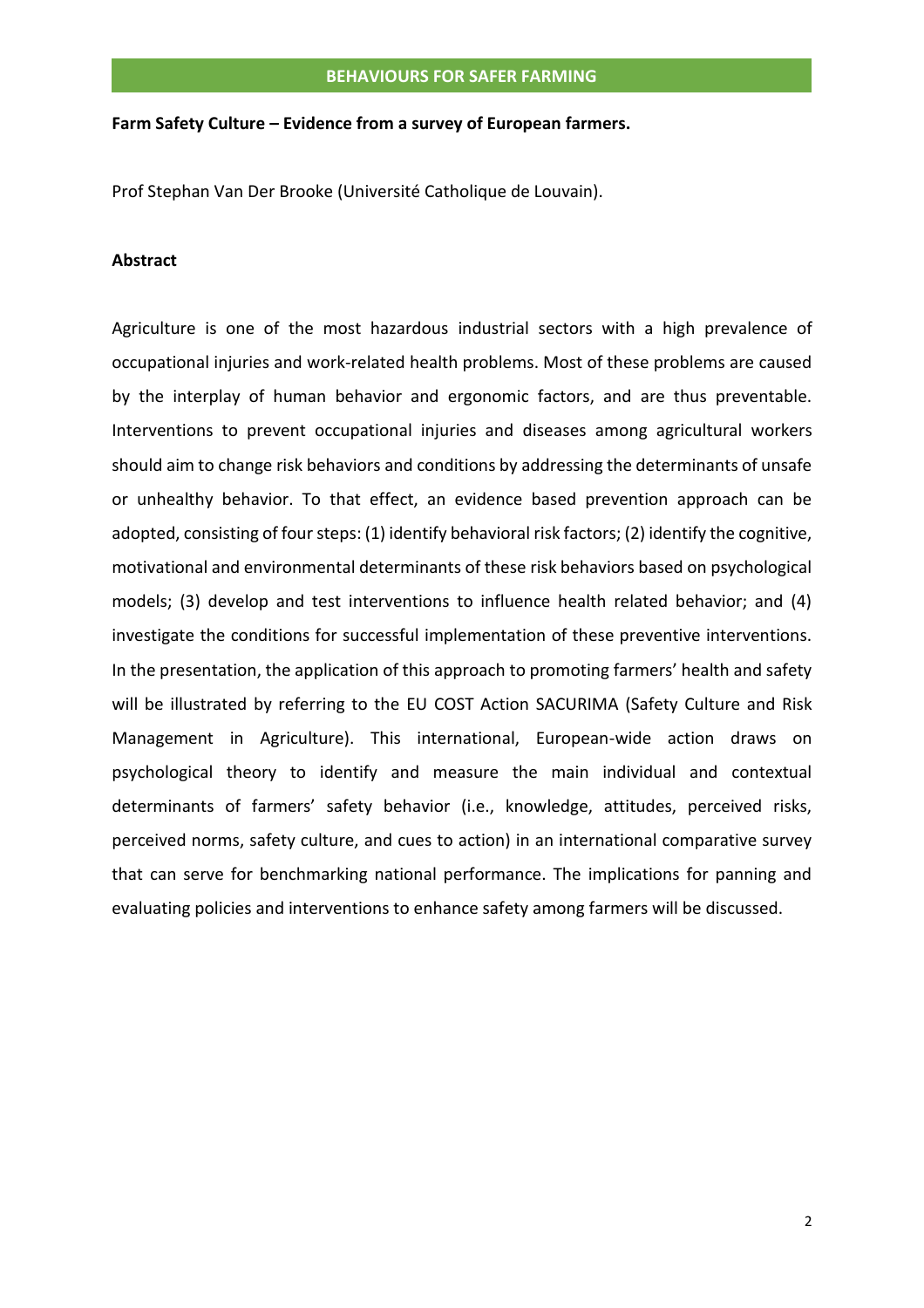**Farm Safety Culture – Evidence from a survey of European farmers.**

Prof Stephan Van Der Brooke (Université Catholique de Louvain).

**Abstract**

Agriculture is one of the most hazardous industrial sectors with a high prevalence of occupational injuries and work-related health problems. Most of these problems are caused by the interplay of human behavior and ergonomic factors, and are thus preventable. Interventions to prevent occupational injuries and diseases among agricultural workers should aim to change risk behaviors and conditions by addressing the determinants of unsafe or unhealthy behavior. To that effect, an evidence based prevention approach can be adopted, consisting of four steps: (1) identify behavioral risk factors; (2) identify the cognitive, motivational and environmental determinants of these risk behaviors based on psychological models; (3) develop and test interventions to influence health related behavior; and (4) investigate the conditions for successful implementation of these preventive interventions. In the presentation, the application of this approach to promoting farmers' health and safety will be illustrated by referring to the EU COST Action SACURIMA (Safety Culture and Risk Management in Agriculture). This international, European-wide action draws on psychological theory to identify and measure the main individual and contextual determinants of farmers' safety behavior (i.e., knowledge, attitudes, perceived risks, perceived norms, safety culture, and cues to action) in an international comparative survey that can serve for benchmarking national performance. The implications for panning and evaluating policies and interventions to enhance safety among farmers will be discussed.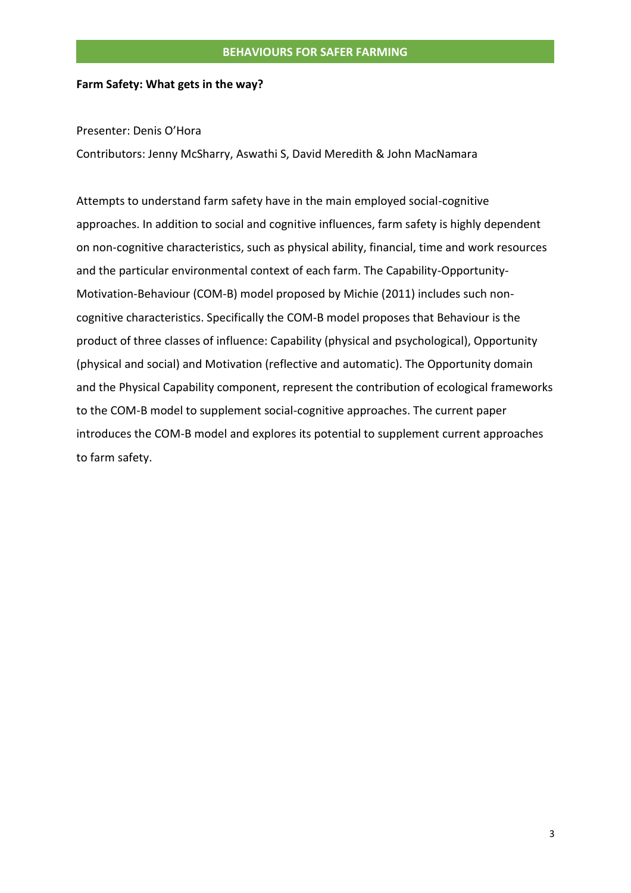## BEHAVIOURS FOR SAFER FARMING

**Farm Safety: What gets in the way?**

Presenter: Denis O'Hora

Contributors: Jenny McSharry, Aswathi S, David Meredith & John MacNamara

Attempts to understand farm safety have in the main employed social-cognitive approaches. In addition to social and cognitive influences, farm safety is highly dependent on non-cognitive characteristics, such as physical ability, financial, time and work resources and the particular environmental context of each farm. The Capability-Opportunity-Motivation-Behaviour (COM-B) model proposed by Michie (2011) includes such non-cognitive characteristics. Specifically the COM-B model proposes that Behaviour is the product of three classes of influence: Capability (physical and psychological), Opportunity (physical and social) and Motivation (reflective and automatic). The Opportunity domain and the Physical Capability component, represent the contribution of ecological frameworks to the COM-B model to supplement social-cognitive approaches. The current paper introduces the COM-B model and explores its potential to supplement current approaches to farm safety.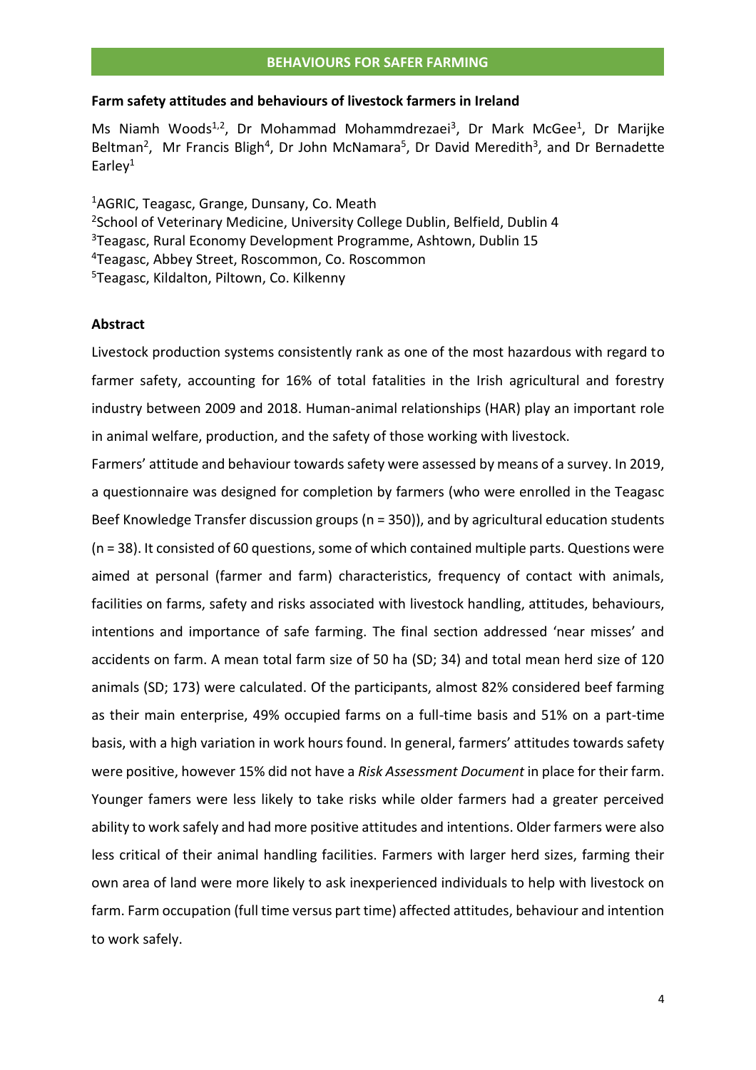BEHAVIOURS FOR SAFER FARMING

### Farm safety attitudes and behaviours of livestock farmers in Ireland

Ms Niamh Woods[1,2], Dr Mohammad Mohammdrezaei[3], Dr Mark McGee[1], Dr Marijke Beltman[2], Mr Francis Bligh[4], Dr John McNamara[5], Dr David Meredith[3], and Dr Bernadette Earley[1]

[1]AGRIC, Teagasc, Grange, Dunsany, Co. Meath
[2]School of Veterinary Medicine, University College Dublin, Belfield, Dublin 4
[3]Teagasc, Rural Economy Development Programme, Ashtown, Dublin 15
[4]Teagasc, Abbey Street, Roscommon, Co. Roscommon
[5]Teagasc, Kildalton, Piltown, Co. Kilkenny

**Abstract**

Livestock production systems consistently rank as one of the most hazardous with regard to farmer safety, accounting for 16% of total fatalities in the Irish agricultural and forestry industry between 2009 and 2018. Human-animal relationships (HAR) play an important role in animal welfare, production, and the safety of those working with livestock.

Farmers' attitude and behaviour towards safety were assessed by means of a survey. In 2019, a questionnaire was designed for completion by farmers (who were enrolled in the Teagasc Beef Knowledge Transfer discussion groups (n = 350)), and by agricultural education students (n = 38). It consisted of 60 questions, some of which contained multiple parts. Questions were aimed at personal (farmer and farm) characteristics, frequency of contact with animals, facilities on farms, safety and risks associated with livestock handling, attitudes, behaviours, intentions and importance of safe farming. The final section addressed 'near misses' and accidents on farm. A mean total farm size of 50 ha (SD; 34) and total mean herd size of 120 animals (SD; 173) were calculated. Of the participants, almost 82% considered beef farming as their main enterprise, 49% occupied farms on a full-time basis and 51% on a part-time basis, with a high variation in work hours found. In general, farmers' attitudes towards safety were positive, however 15% did not have a *Risk Assessment Document* in place for their farm. Younger famers were less likely to take risks while older farmers had a greater perceived ability to work safely and had more positive attitudes and intentions. Older farmers were also less critical of their animal handling facilities. Farmers with larger herd sizes, farming their own area of land were more likely to ask inexperienced individuals to help with livestock on farm. Farm occupation (full time versus part time) affected attitudes, behaviour and intention to work safely.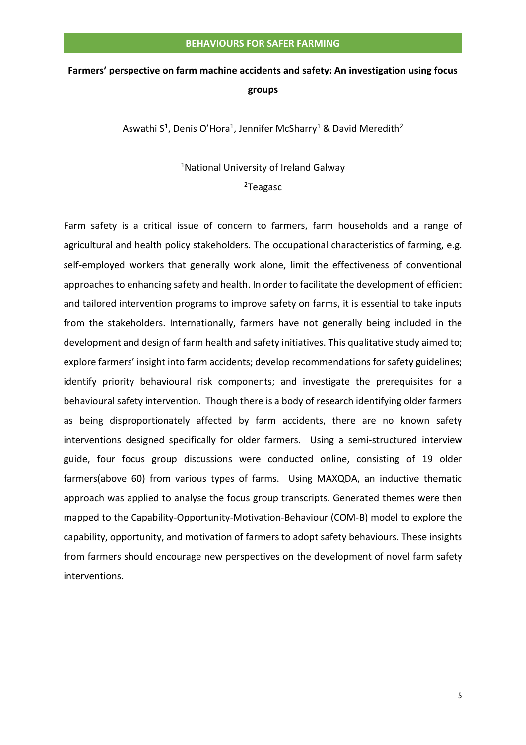**BEHAVIOURS FOR SAFER FARMING**

## Farmers' perspective on farm machine accidents and safety: An investigation using focus groups

Aswathi S[1], Denis O'Hora[1], Jennifer McSharry[1] & David Meredith[2]

[1]National University of Ireland Galway
[2]Teagasc

Farm safety is a critical issue of concern to farmers, farm households and a range of agricultural and health policy stakeholders. The occupational characteristics of farming, e.g. self-employed workers that generally work alone, limit the effectiveness of conventional approaches to enhancing safety and health. In order to facilitate the development of efficient and tailored intervention programs to improve safety on farms, it is essential to take inputs from the stakeholders. Internationally, farmers have not generally being included in the development and design of farm health and safety initiatives. This qualitative study aimed to; explore farmers' insight into farm accidents; develop recommendations for safety guidelines; identify priority behavioural risk components; and investigate the prerequisites for a behavioural safety intervention. Though there is a body of research identifying older farmers as being disproportionately affected by farm accidents, there are no known safety interventions designed specifically for older farmers. Using a semi-structured interview guide, four focus group discussions were conducted online, consisting of 19 older farmers(above 60) from various types of farms. Using MAXQDA, an inductive thematic approach was applied to analyse the focus group transcripts. Generated themes were then mapped to the Capability-Opportunity-Motivation-Behaviour (COM-B) model to explore the capability, opportunity, and motivation of farmers to adopt safety behaviours. These insights from farmers should encourage new perspectives on the development of novel farm safety interventions.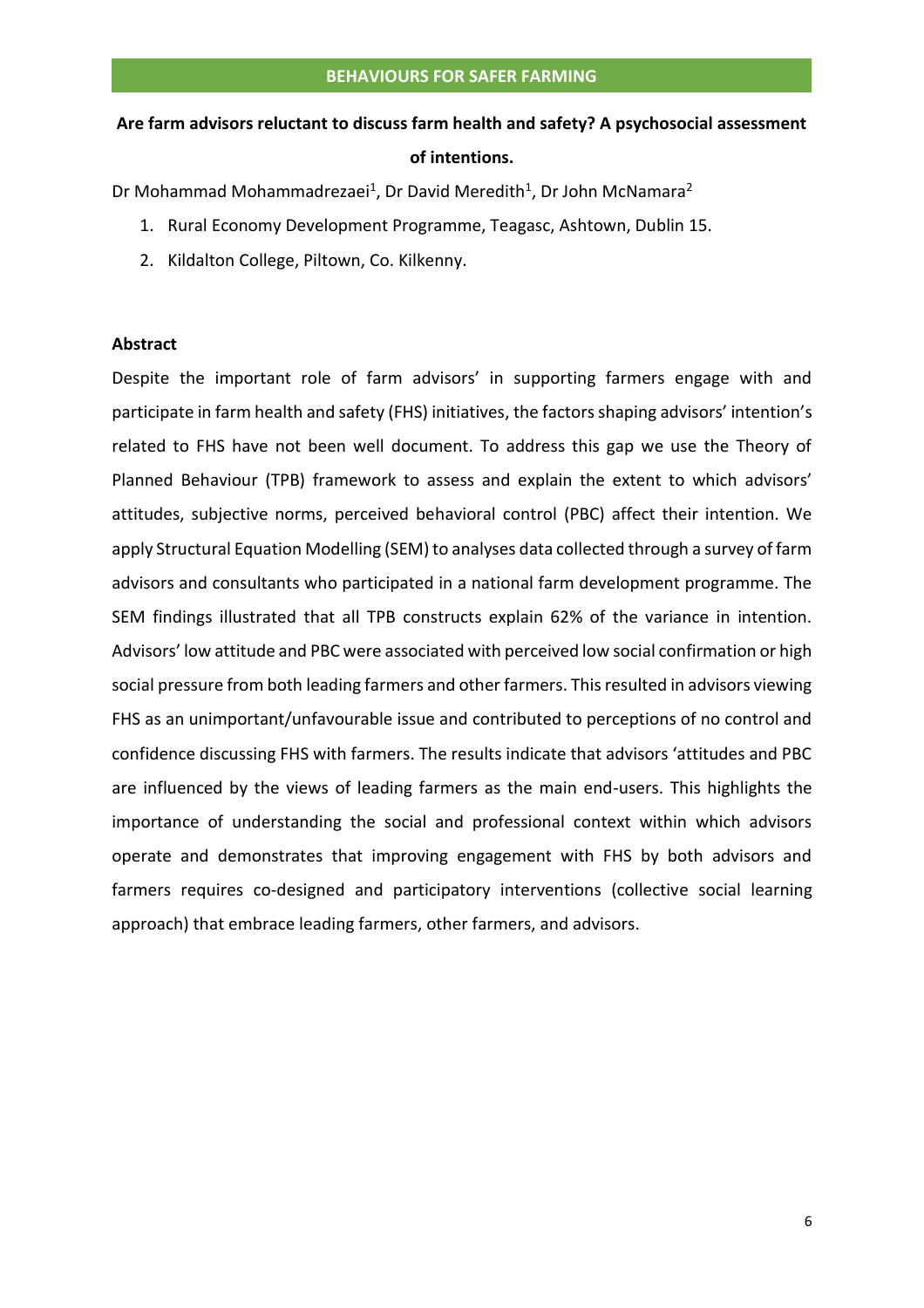**BEHAVIOURS FOR SAFER FARMING**

**Are farm advisors reluctant to discuss farm health and safety? A psychosocial assessment of intentions.**

Dr Mohammad Mohammadrezaei[1], Dr David Meredith[1], Dr John McNamara[2]

1. Rural Economy Development Programme, Teagasc, Ashtown, Dublin 15.
2. Kildalton College, Piltown, Co. Kilkenny.

**Abstract**

Despite the important role of farm advisors' in supporting farmers engage with and participate in farm health and safety (FHS) initiatives, the factors shaping advisors' intention's related to FHS have not been well document. To address this gap we use the Theory of Planned Behaviour (TPB) framework to assess and explain the extent to which advisors' attitudes, subjective norms, perceived behavioral control (PBC) affect their intention. We apply Structural Equation Modelling (SEM) to analyses data collected through a survey of farm advisors and consultants who participated in a national farm development programme. The SEM findings illustrated that all TPB constructs explain 62% of the variance in intention. Advisors' low attitude and PBC were associated with perceived low social confirmation or high social pressure from both leading farmers and other farmers. This resulted in advisors viewing FHS as an unimportant/unfavourable issue and contributed to perceptions of no control and confidence discussing FHS with farmers. The results indicate that advisors 'attitudes and PBC are influenced by the views of leading farmers as the main end-users. This highlights the importance of understanding the social and professional context within which advisors operate and demonstrates that improving engagement with FHS by both advisors and farmers requires co-designed and participatory interventions (collective social learning approach) that embrace leading farmers, other farmers, and advisors.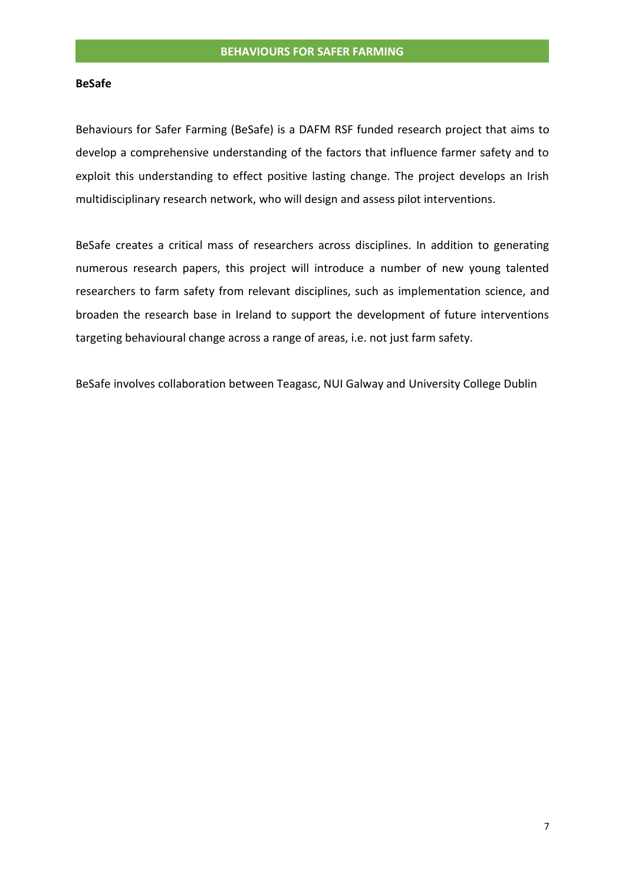# BEHAVIOURS FOR SAFER FARMING

**BeSafe**

Behaviours for Safer Farming (BeSafe) is a DAFM RSF funded research project that aims to develop a comprehensive understanding of the factors that influence farmer safety and to exploit this understanding to effect positive lasting change. The project develops an Irish multidisciplinary research network, who will design and assess pilot interventions.

BeSafe creates a critical mass of researchers across disciplines. In addition to generating numerous research papers, this project will introduce a number of new young talented researchers to farm safety from relevant disciplines, such as implementation science, and broaden the research base in Ireland to support the development of future interventions targeting behavioural change across a range of areas, i.e. not just farm safety.

BeSafe involves collaboration between Teagasc, NUI Galway and University College Dublin